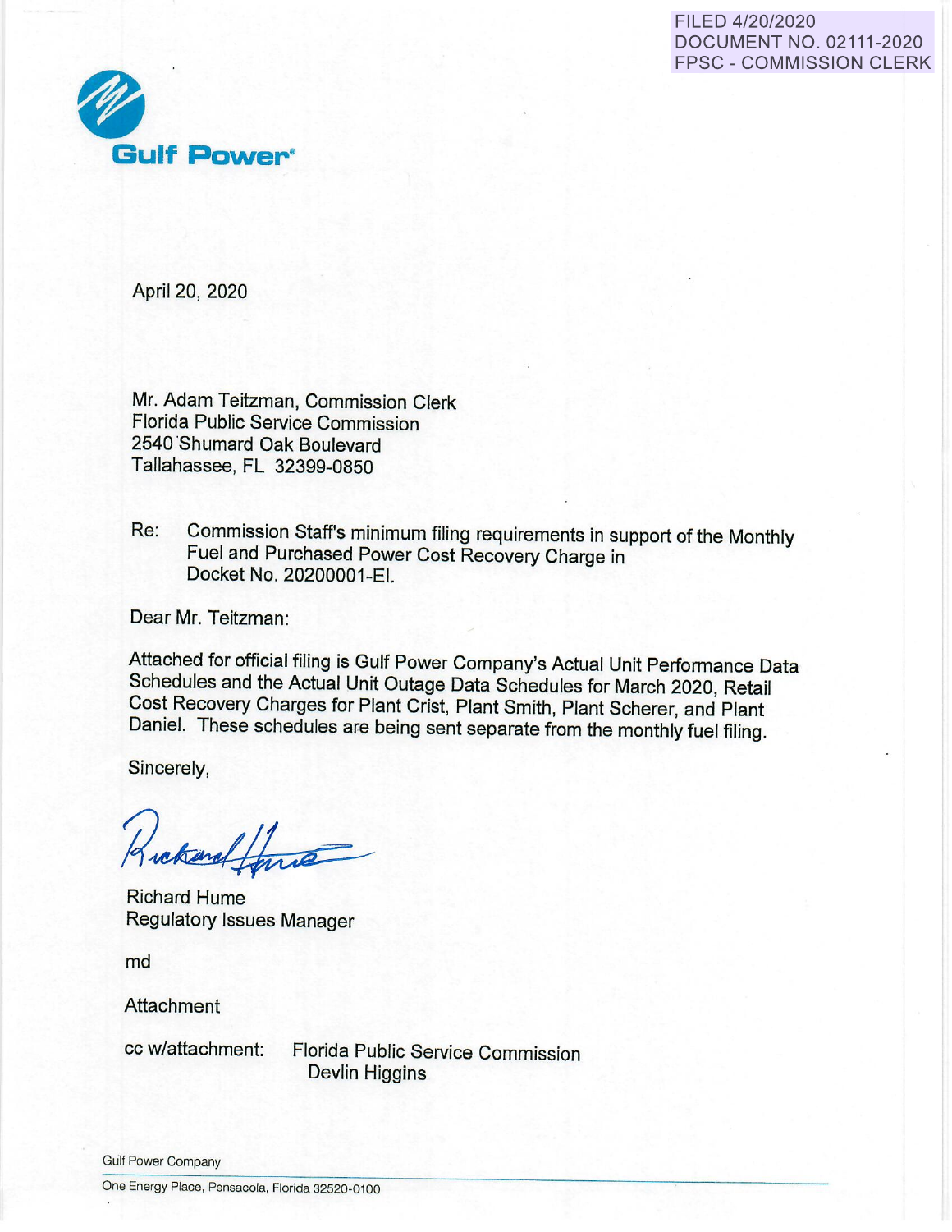FILED 4/20/2020
DOCUMENT NO. 02111-2020
FPSC - COMMISSION CLERK

**Gulf Power**

April 20, 2020

Mr. Adam Teitzman, Commission Clerk
Florida Public Service Commission
2540 Shumard Oak Boulevard
Tallahassee, FL 32399-0850

Re: Commission Staff's minimum filing requirements in support of the Monthly Fuel and Purchased Power Cost Recovery Charge in Docket No. 20200001-EI.

Dear Mr. Teitzman:

Attached for official filing is Gulf Power Company's Actual Unit Performance Data Schedules and the Actual Unit Outage Data Schedules for March 2020, Retail Cost Recovery Charges for Plant Crist, Plant Smith, Plant Scherer, and Plant Daniel. These schedules are being sent separate from the monthly fuel filing.

Sincerely,

Richard Hume
Regulatory Issues Manager

md

Attachment

cc w/attachment: Florida Public Service Commission
Devlin Higgins

Gulf Power Company
One Energy Place, Pensacola, Florida 32520-0100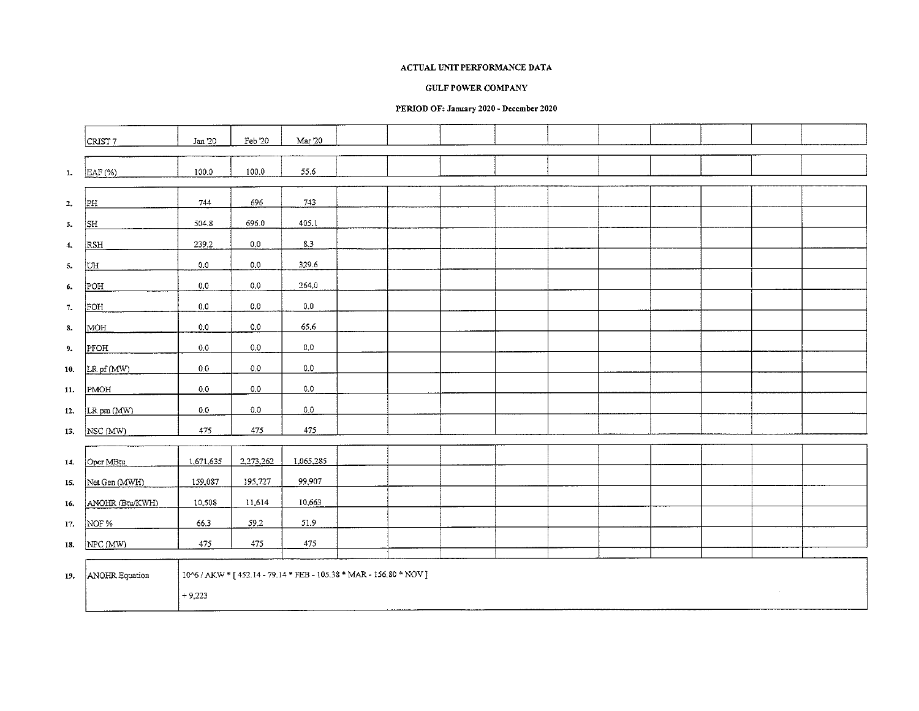**ACTUAL UNIT PERFORMANCE DATA**

**GULF POWER COMPANY**

**PERIOD OF: January 2020 - December 2020**

| | CRIST 7 | Jan '20 | Feb '20 | Mar '20 | | | | | | | | | |
|---|---|---|---|---|---|---|---|---|---|---|---|---|---|
| 1. | EAF (%) | 100.0 | 100.0 | 55.6 | | | | | | | | | |
| 2. | PH | 744 | 696 | 743 | | | | | | | | | |
| 3. | SH | 504.8 | 696.0 | 405.1 | | | | | | | | | |
| 4. | RSH | 239.2 | 0.0 | 8.3 | | | | | | | | | |
| 5. | UH | 0.0 | 0.0 | 329.6 | | | | | | | | | |
| 6. | POH | 0.0 | 0.0 | 264.0 | | | | | | | | | |
| 7. | FOH | 0.0 | 0.0 | 0.0 | | | | | | | | | |
| 8. | MOH | 0.0 | 0.0 | 65.6 | | | | | | | | | |
| 9. | PFOH | 0.0 | 0.0 | 0.0 | | | | | | | | | |
| 10. | LR pf (MW) | 0.0 | 0.0 | 0.0 | | | | | | | | | |
| 11. | PMOH | 0.0 | 0.0 | 0.0 | | | | | | | | | |
| 12. | LR pm (MW) | 0.0 | 0.0 | 0.0 | | | | | | | | | |
| 13. | NSC (MW) | 475 | 475 | 475 | | | | | | | | | |
| 14. | Oper MBtu | 1,671,635 | 2,273,262 | 1,065,285 | | | | | | | | | |
| 15. | Net Gen (MWH) | 159,087 | 195,727 | 99,907 | | | | | | | | | |
| 16. | ANOHR (Btu/KWH) | 10,508 | 11,614 | 10,663 | | | | | | | | | |
| 17. | NOF % | 66.3 | 59.2 | 51.9 | | | | | | | | | |
| 18. | NPC (MW) | 475 | 475 | 475 | | | | | | | | | |
| 19. | ANOHR Equation | 10^6 / AKW * [ 452.14 - 79.14 * FEB - 105.38 * MAR - 156.80 * NOV ] + 9,223 | | | | | | | | | | | |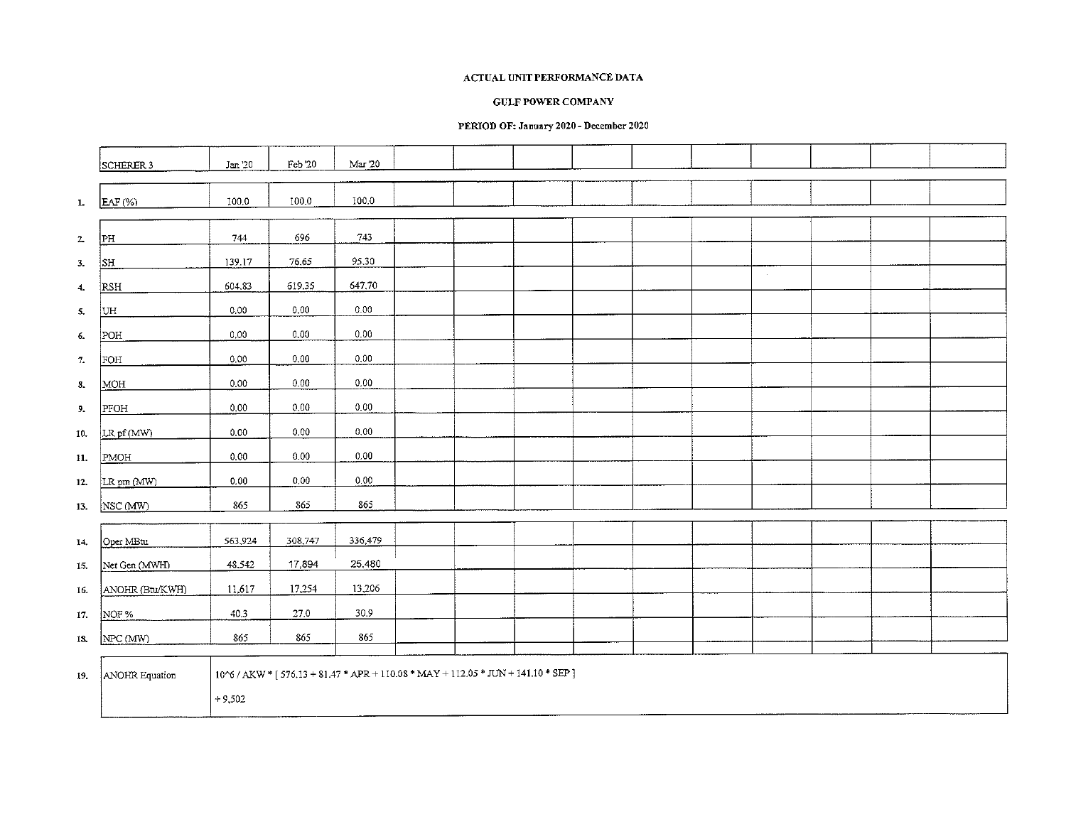**ACTUAL UNIT PERFORMANCE DATA**

**GULF POWER COMPANY**

**PERIOD OF: January 2020 - December 2020**

| | SCHERER 3 | Jan '20 | Feb '20 | Mar '20 | | | | | | | | | |
|---|---|---|---|---|---|---|---|---|---|---|---|---|---|
| 1. | EAF (%) | 100.0 | 100.0 | 100.0 | | | | | | | | | |
| 2. | PH | 744 | 696 | 743 | | | | | | | | | |
| 3. | SH | 139.17 | 76.65 | 95.30 | | | | | | | | | |
| 4. | RSH | 604.83 | 619.35 | 647.70 | | | | | | | | | |
| 5. | UH | 0.00 | 0.00 | 0.00 | | | | | | | | | |
| 6. | POH | 0.00 | 0.00 | 0.00 | | | | | | | | | |
| 7. | FOH | 0.00 | 0.00 | 0.00 | | | | | | | | | |
| 8. | MOH | 0.00 | 0.00 | 0.00 | | | | | | | | | |
| 9. | PFOH | 0.00 | 0.00 | 0.00 | | | | | | | | | |
| 10. | LR pf (MW) | 0.00 | 0.00 | 0.00 | | | | | | | | | |
| 11. | PMOH | 0.00 | 0.00 | 0.00 | | | | | | | | | |
| 12. | LR pm (MW) | 0.00 | 0.00 | 0.00 | | | | | | | | | |
| 13. | NSC (MW) | 865 | 865 | 865 | | | | | | | | | |
| 14. | Oper MBtu | 563,924 | 308,747 | 336,479 | | | | | | | | | |
| 15. | Net Gen (MWH) | 48,542 | 17,894 | 25,480 | | | | | | | | | |
| 16. | ANOHR (Btu/KWH) | 11,617 | 17,254 | 13,206 | | | | | | | | | |
| 17. | NOF % | 40.3 | 27.0 | 30.9 | | | | | | | | | |
| 18. | NPC (MW) | 865 | 865 | 865 | | | | | | | | | |
| 19. | ANOHR Equation | 10^6 / AKW * [ 576.13 + 81.47 * APR + 110.08 * MAY + 112.05 * JUN + 141.10 * SEP ] + 9,502 | | | | | | | | | | | |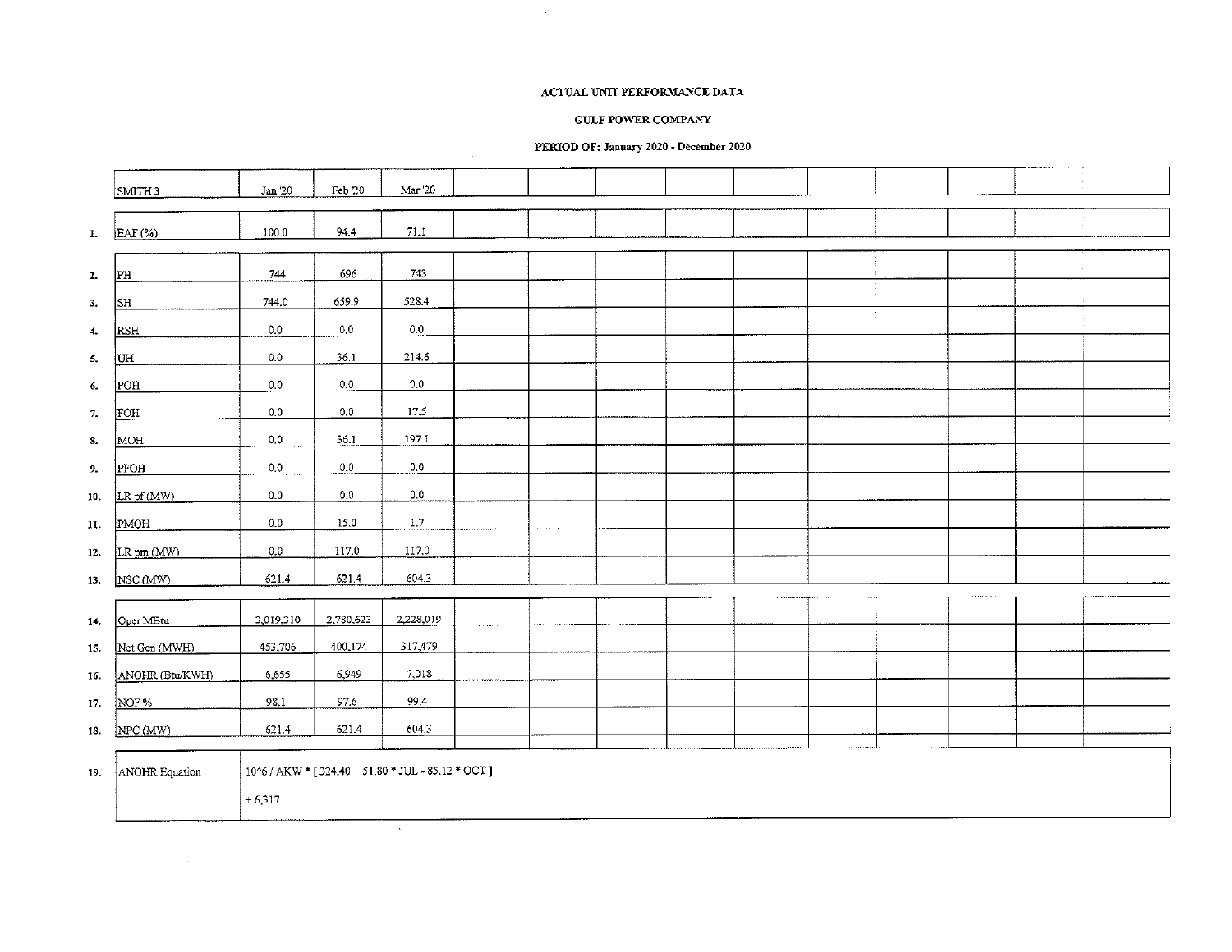**ACTUAL UNIT PERFORMANCE DATA**

**GULF POWER COMPANY**

**PERIOD OF: January 2020 - December 2020**

| | SMITH 3 | Jan '20 | Feb '20 | Mar '20 | | | | | | | | | |
|---|---|---|---|---|---|---|---|---|---|---|---|---|---|
| 1. | EAF (%) | 100.0 | 94.4 | 71.1 | | | | | | | | | |
| 2. | PH | 744 | 696 | 743 | | | | | | | | | |
| 3. | SH | 744.0 | 659.9 | 528.4 | | | | | | | | | |
| 4. | RSH | 0.0 | 0.0 | 0.0 | | | | | | | | | |
| 5. | UH | 0.0 | 36.1 | 214.6 | | | | | | | | | |
| 6. | POH | 0.0 | 0.0 | 0.0 | | | | | | | | | |
| 7. | FOH | 0.0 | 0.0 | 17.5 | | | | | | | | | |
| 8. | MOH | 0.0 | 36.1 | 197.1 | | | | | | | | | |
| 9. | PFOH | 0.0 | 0.0 | 0.0 | | | | | | | | | |
| 10. | LR pf (MW) | 0.0 | 0.0 | 0.0 | | | | | | | | | |
| 11. | PMOH | 0.0 | 15.0 | 1.7 | | | | | | | | | |
| 12. | LR pm (MW) | 0.0 | 117.0 | 117.0 | | | | | | | | | |
| 13. | NSC (MW) | 621.4 | 621.4 | 604.3 | | | | | | | | | |
| 14. | Oper MBtu | 3,019,310 | 2,780,623 | 2,228,019 | | | | | | | | | |
| 15. | Net Gen (MWH) | 453,706 | 400,174 | 317,479 | | | | | | | | | |
| 16. | ANOHR (Btu/KWH) | 6,655 | 6,949 | 7,018 | | | | | | | | | |
| 17. | NOF % | 98.1 | 97.6 | 99.4 | | | | | | | | | |
| 18. | NPC (MW) | 621.4 | 621.4 | 604.3 | | | | | | | | | |
| 19. | ANOHR Equation | 10^6 / AKW * [ 324.40 + 51.80 * JUL - 85.12 * OCT ] + 6,317 | | | | | | | | | | | |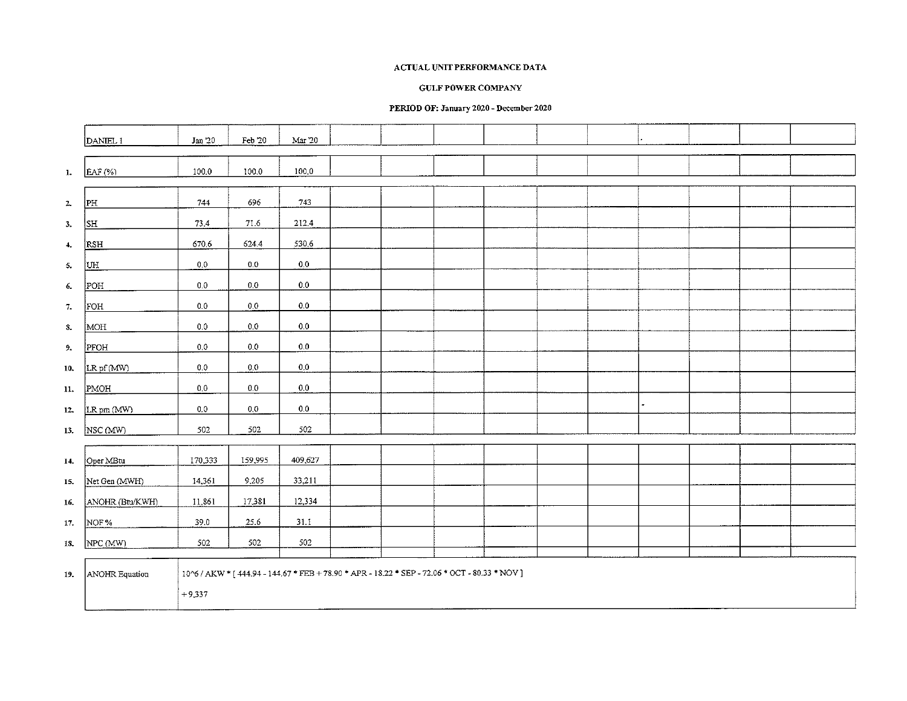**ACTUAL UNIT PERFORMANCE DATA**

**GULF POWER COMPANY**

**PERIOD OF: January 2020 - December 2020**

| | DANIEL 1 | Jan '20 | Feb '20 | Mar '20 | | | | | | | | | |
|---|---|---|---|---|---|---|---|---|---|---|---|---|---|
| 1. | EAF (%) | 100.0 | 100.0 | 100.0 | | | | | | | | | |
| 2. | PH | 744 | 696 | 743 | | | | | | | | | |
| 3. | SH | 73.4 | 71.6 | 212.4 | | | | | | | | | |
| 4. | RSH | 670.6 | 624.4 | 530.6 | | | | | | | | | |
| 5. | UH | 0.0 | 0.0 | 0.0 | | | | | | | | | |
| 6. | POH | 0.0 | 0.0 | 0.0 | | | | | | | | | |
| 7. | FOH | 0.0 | 0.0 | 0.0 | | | | | | | | | |
| 8. | MOH | 0.0 | 0.0 | 0.0 | | | | | | | | | |
| 9. | PFOH | 0.0 | 0.0 | 0.0 | | | | | | | | | |
| 10. | LR pf (MW) | 0.0 | 0.0 | 0.0 | | | | | | | | | |
| 11. | PMOH | 0.0 | 0.0 | 0.0 | | | | | | | | | |
| 12. | LR pm (MW) | 0.0 | 0.0 | 0.0 | | | | | | | | | |
| 13. | NSC (MW) | 502 | 502 | 502 | | | | | | | | | |
| 14. | Oper MBtu | 170,333 | 159,995 | 409,627 | | | | | | | | | |
| 15. | Net Gen (MWH) | 14,361 | 9,205 | 33,211 | | | | | | | | | |
| 16. | ANOHR (Btu/KWH) | 11,861 | 17,381 | 12,334 | | | | | | | | | |
| 17. | NOF % | 39.0 | 25.6 | 31.1 | | | | | | | | | |
| 18. | NPC (MW) | 502 | 502 | 502 | | | | | | | | | |
| 19. | ANOHR Equation | 10^6 / AKW * [ 444.94 - 144.67 * FEB + 78.90 * APR - 18.22 * SEP - 72.06 * OCT - 80.33 * NOV ] + 9,337 | | | | | | | | | | | |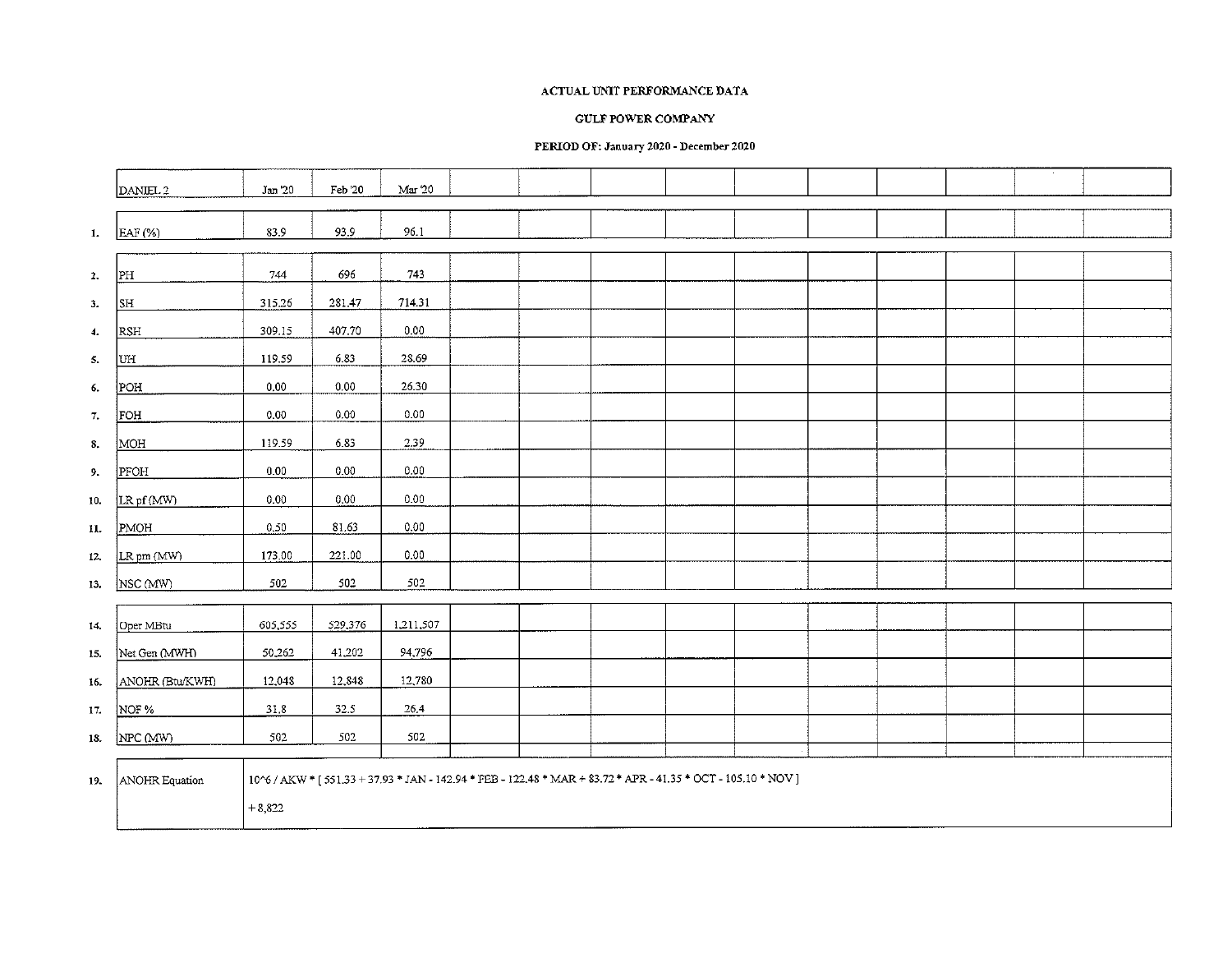**ACTUAL UNIT PERFORMANCE DATA**

**GULF POWER COMPANY**

**PERIOD OF: January 2020 - December 2020**

| | DANIEL 2 | Jan '20 | Feb '20 | Mar '20 | | | | | | | | | |
|---|---|---|---|---|---|---|---|---|---|---|---|---|---|
| 1. | EAF (%) | 83.9 | 93.9 | 96.1 | | | | | | | | | |
| 2. | PH | 744 | 696 | 743 | | | | | | | | | |
| 3. | SH | 315.26 | 281.47 | 714.31 | | | | | | | | | |
| 4. | RSH | 309.15 | 407.70 | 0.00 | | | | | | | | | |
| 5. | UH | 119.59 | 6.83 | 28.69 | | | | | | | | | |
| 6. | POH | 0.00 | 0.00 | 26.30 | | | | | | | | | |
| 7. | FOH | 0.00 | 0.00 | 0.00 | | | | | | | | | |
| 8. | MOH | 119.59 | 6.83 | 2.39 | | | | | | | | | |
| 9. | PFOH | 0.00 | 0.00 | 0.00 | | | | | | | | | |
| 10. | LR pf (MW) | 0.00 | 0.00 | 0.00 | | | | | | | | | |
| 11. | PMOH | 0.50 | 81.63 | 0.00 | | | | | | | | | |
| 12. | LR pm (MW) | 173.00 | 221.00 | 0.00 | | | | | | | | | |
| 13. | NSC (MW) | 502 | 502 | 502 | | | | | | | | | |
| 14. | Oper MBtu | 605,555 | 529,376 | 1,211,507 | | | | | | | | | |
| 15. | Net Gen (MWH) | 50,262 | 41,202 | 94,796 | | | | | | | | | |
| 16. | ANOHR (Btu/KWH) | 12,048 | 12,848 | 12,780 | | | | | | | | | |
| 17. | NOF % | 31.8 | 32.5 | 26.4 | | | | | | | | | |
| 18. | NPC (MW) | 502 | 502 | 502 | | | | | | | | | |
| 19. | ANOHR Equation | 10^6 / AKW * [ 551.33 + 37.93 * JAN - 142.94 * FEB - 122.48 * MAR + 83.72 * APR - 41.35 * OCT - 105.10 * NOV ] + 8,822 | | | | | | | | | | | |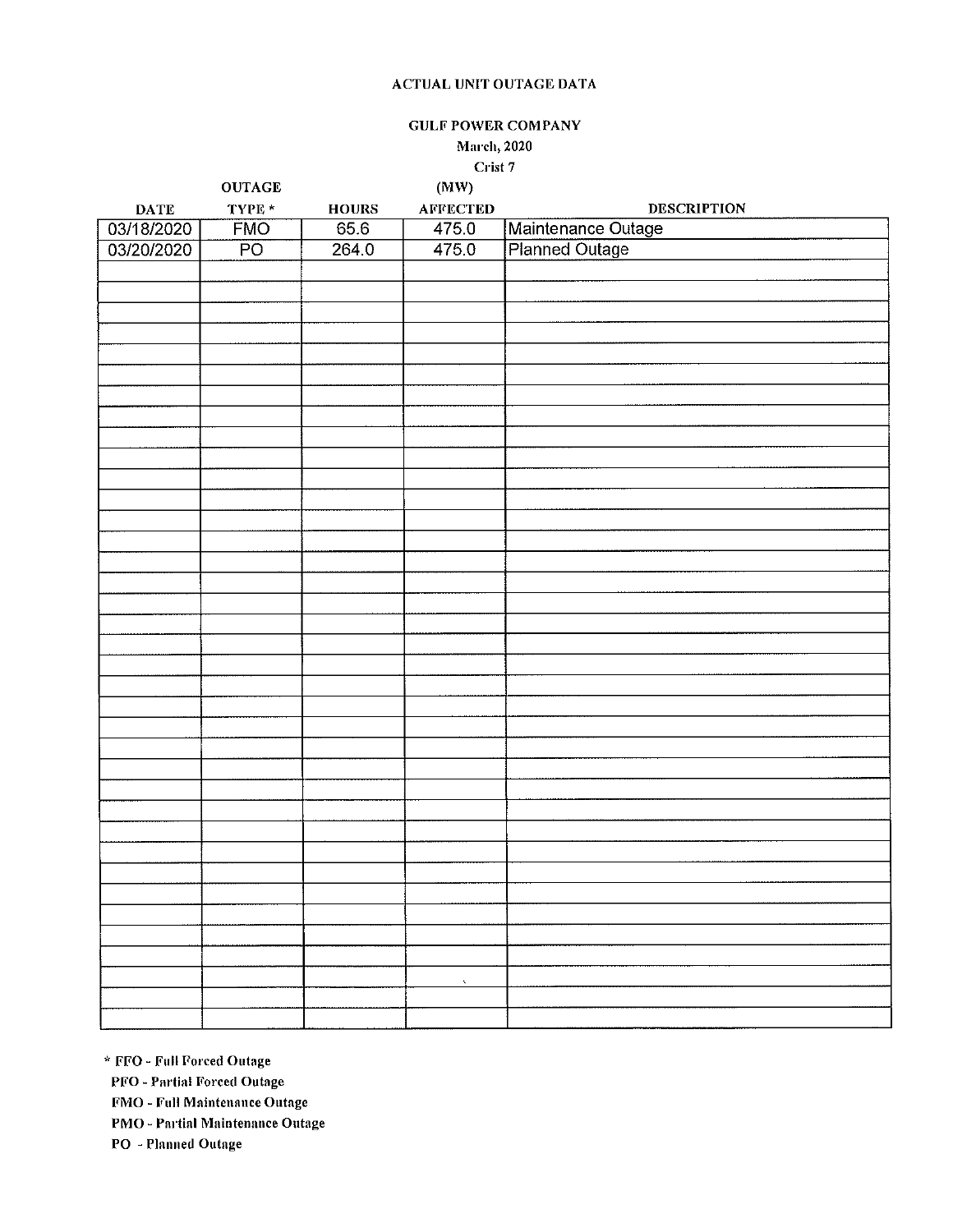ACTUAL UNIT OUTAGE DATA

GULF POWER COMPANY

March, 2020

Crist 7

| DATE | OUTAGE TYPE * | HOURS | (MW) AFFECTED | DESCRIPTION |
|---|---|---|---|---|
| 03/18/2020 | FMO | 65.6 | 475.0 | Maintenance Outage |
| 03/20/2020 | PO | 264.0 | 475.0 | Planned Outage |

\* FFO - Full Forced Outage

PFO - Partial Forced Outage

FMO - Full Maintenance Outage

PMO - Partial Maintenance Outage

PO - Planned Outage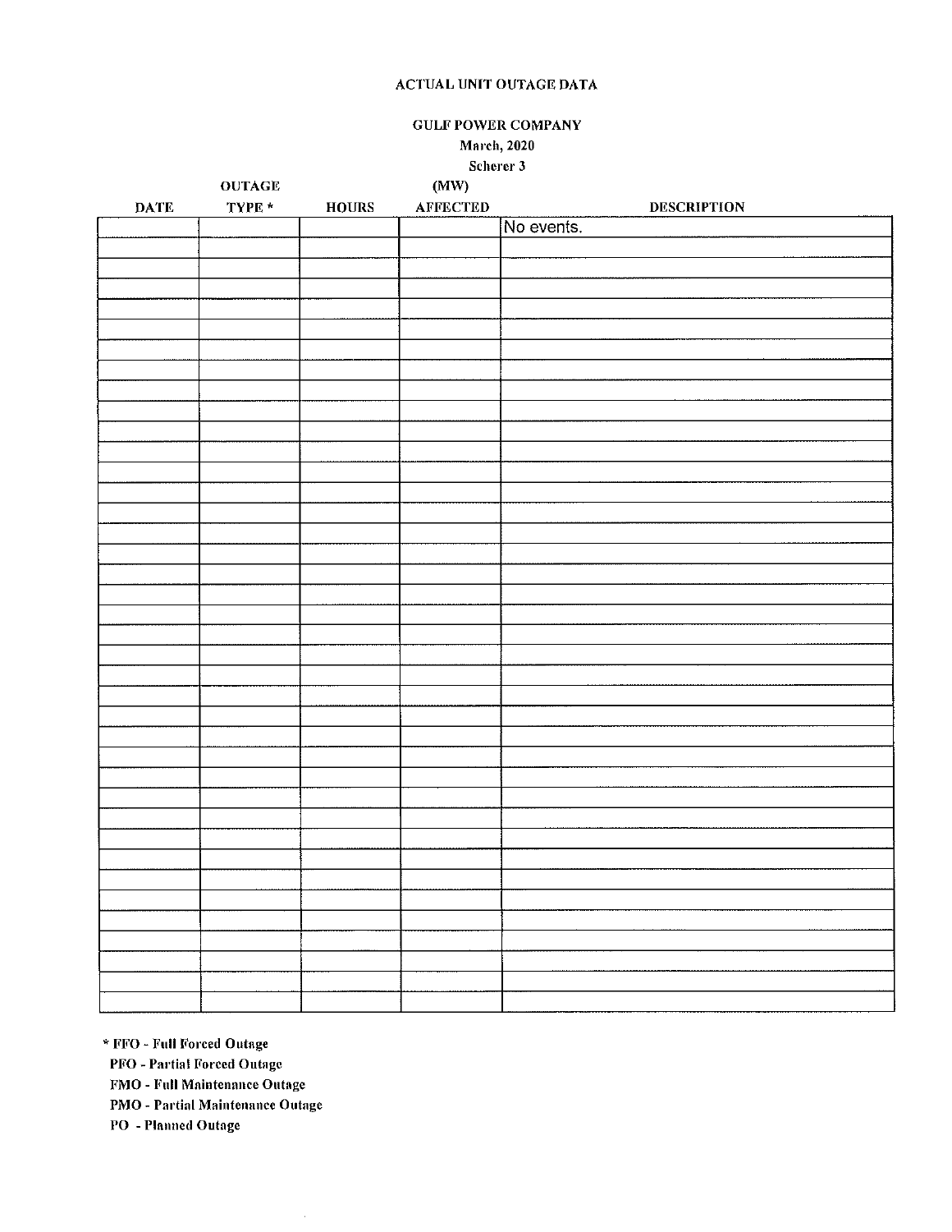ACTUAL UNIT OUTAGE DATA

GULF POWER COMPANY

March, 2020

Scherer 3

| DATE | OUTAGE TYPE * | HOURS | (MW) AFFECTED | DESCRIPTION |
|---|---|---|---|---|
| | | | | No events. |

* FFO - Full Forced Outage
PFO - Partial Forced Outage
FMO - Full Maintenance Outage
PMO - Partial Maintenance Outage
PO - Planned Outage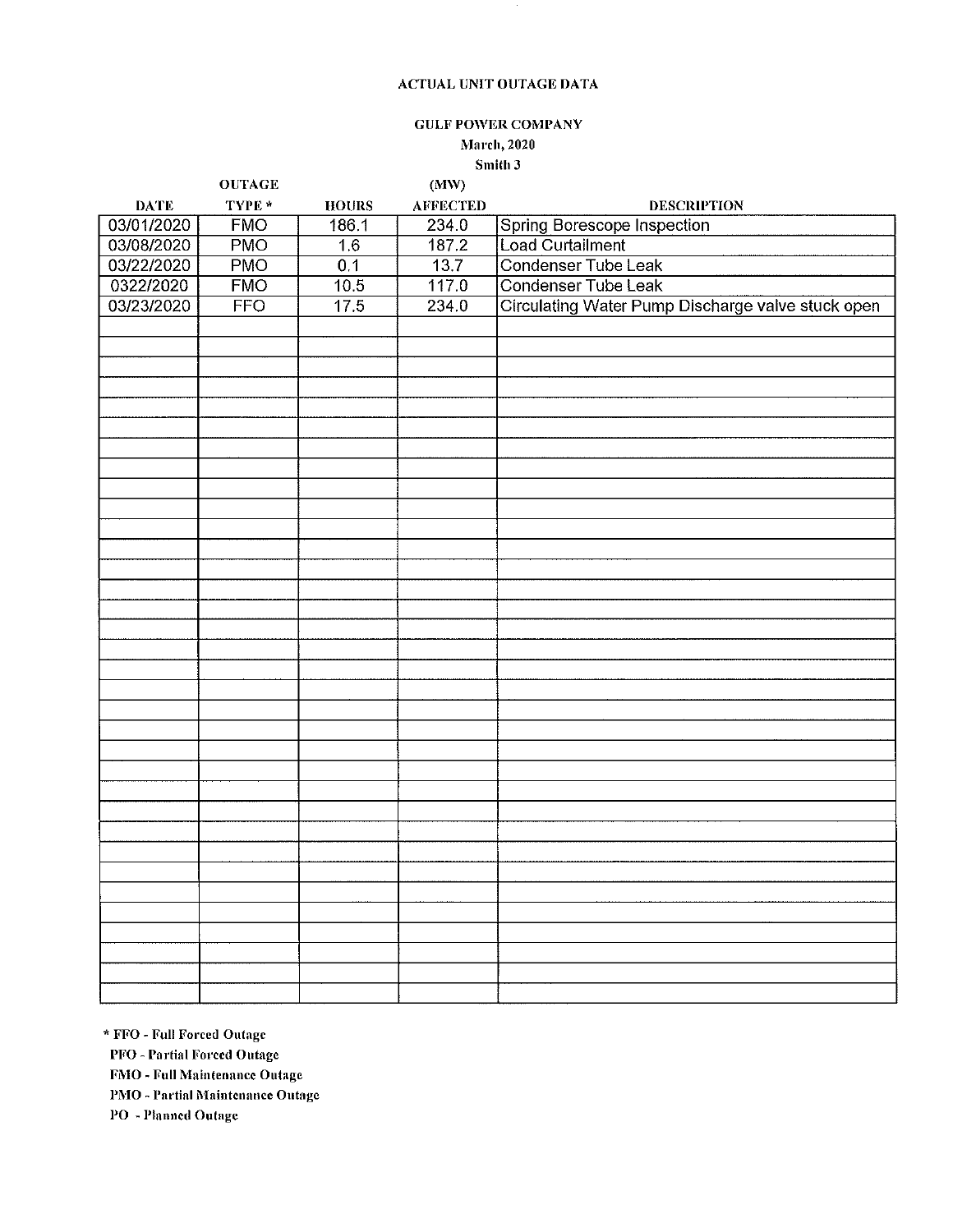# ACTUAL UNIT OUTAGE DATA

## GULF POWER COMPANY

### March, 2020

### Smith 3

| DATE | OUTAGE TYPE * | HOURS | (MW) AFFECTED | DESCRIPTION |
|---|---|---|---|---|
| 03/01/2020 | FMO | 186.1 | 234.0 | Spring Borescope Inspection |
| 03/08/2020 | PMO | 1.6 | 187.2 | Load Curtailment |
| 03/22/2020 | PMO | 0.1 | 13.7 | Condenser Tube Leak |
| 0322/2020 | FMO | 10.5 | 117.0 | Condenser Tube Leak |
| 03/23/2020 | FFO | 17.5 | 234.0 | Circulating Water Pump Discharge valve stuck open |

\* FFO - Full Forced Outage
PFO - Partial Forced Outage
FMO - Full Maintenance Outage
PMO - Partial Maintenance Outage
PO - Planned Outage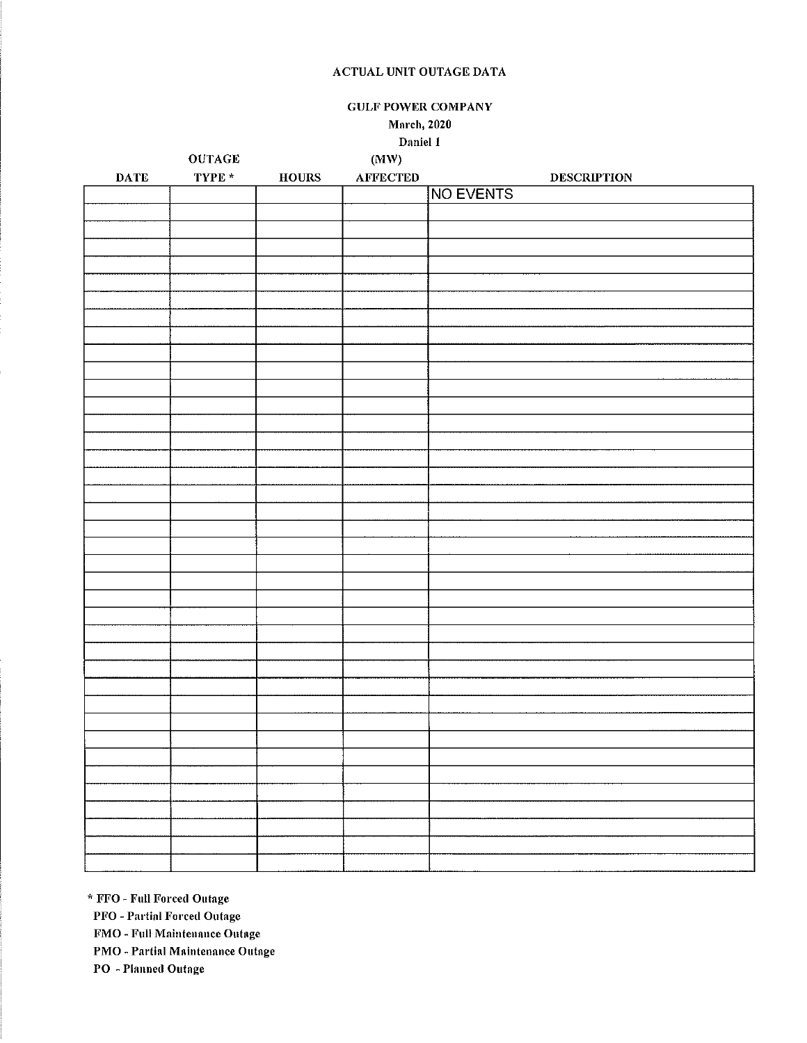ACTUAL UNIT OUTAGE DATA

GULF POWER COMPANY

March, 2020

Daniel 1

| DATE | OUTAGE TYPE * | HOURS | (MW) AFFECTED | DESCRIPTION |
|---|---|---|---|---|
| | | | | NO EVENTS |

\* FFO - Full Forced Outage

PFO - Partial Forced Outage

FMO - Full Maintenance Outage

PMO - Partial Maintenance Outage

PO - Planned Outage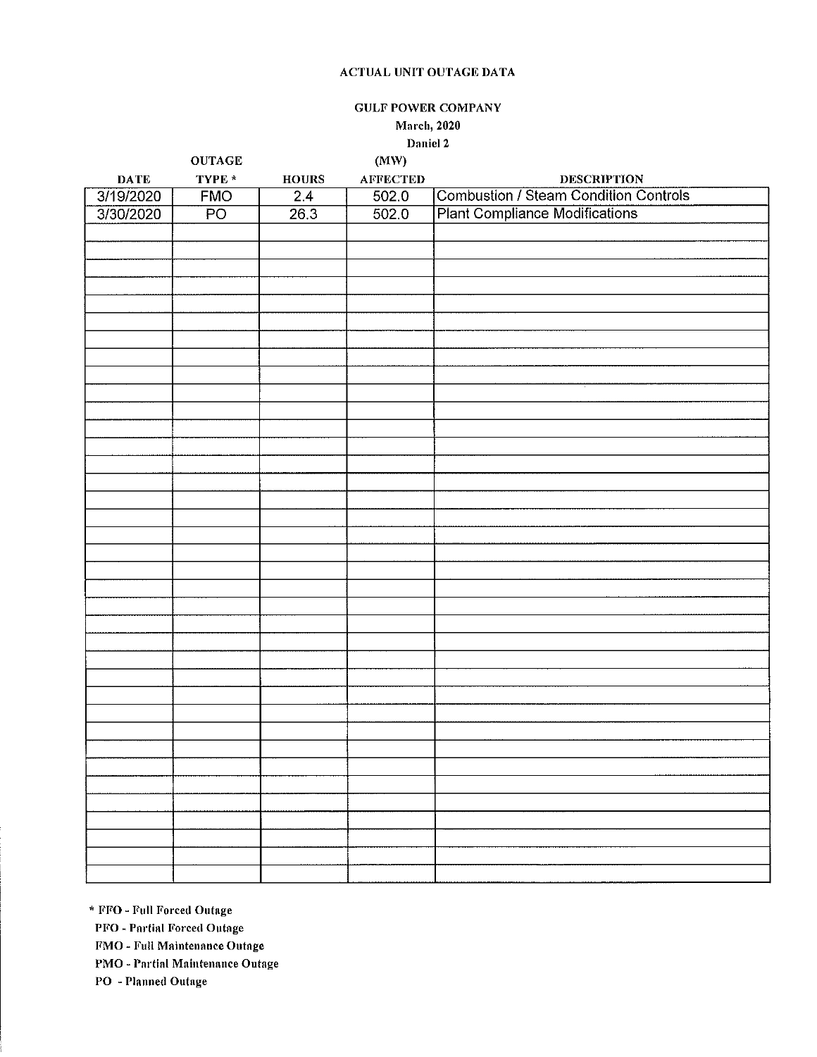# ACTUAL UNIT OUTAGE DATA

## GULF POWER COMPANY

**March, 2020**

**Daniel 2**

| DATE | OUTAGE TYPE * | HOURS | (MW) AFFECTED | DESCRIPTION |
|---|---|---|---|---|
| 3/19/2020 | FMO | 2.4 | 502.0 | Combustion / Steam Condition Controls |
| 3/30/2020 | PO | 26.3 | 502.0 | Plant Compliance Modifications |

\* FFO - Full Forced Outage

PFO - Partial Forced Outage

FMO - Full Maintenance Outage

PMO - Partial Maintenance Outage

PO - Planned Outage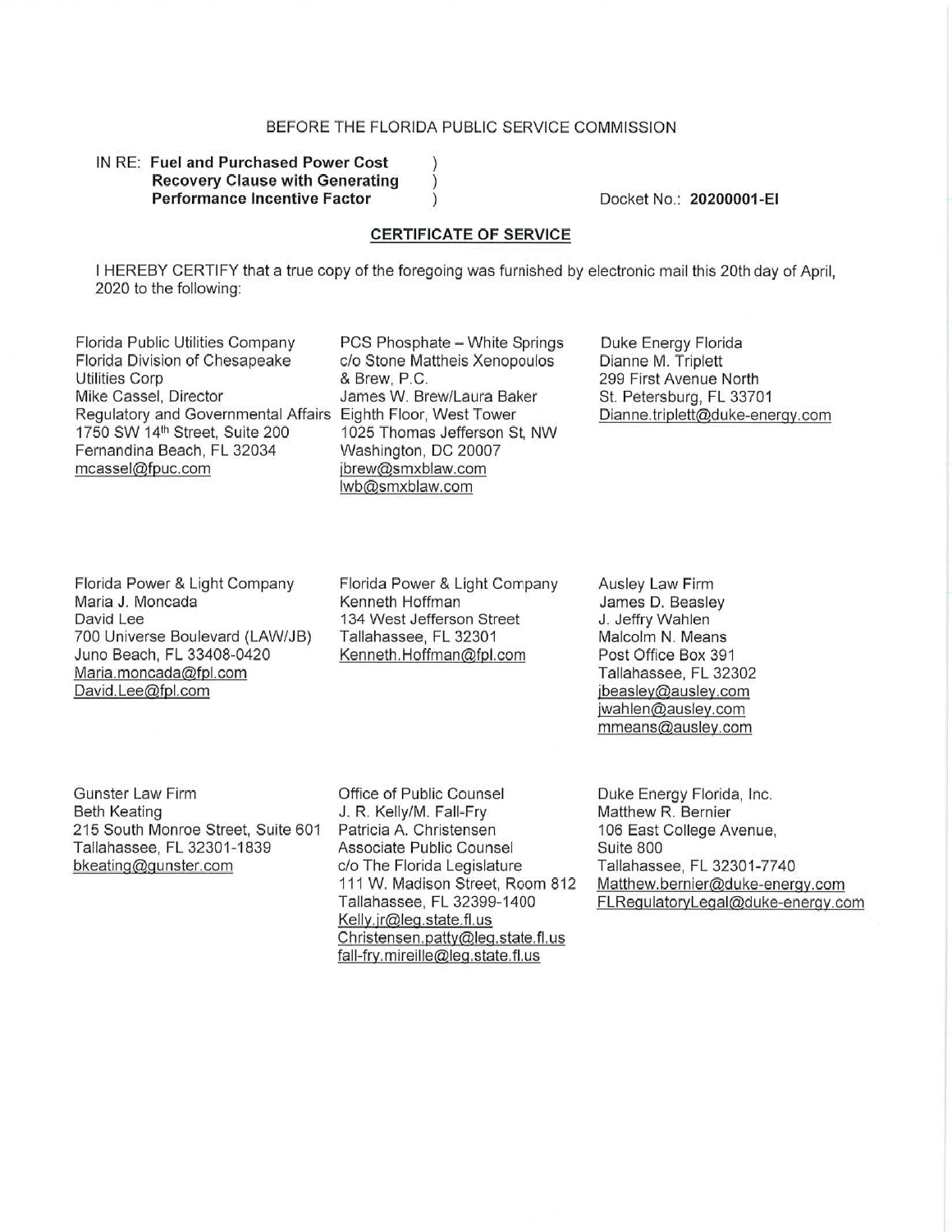BEFORE THE FLORIDA PUBLIC SERVICE COMMISSION

IN RE: **Fuel and Purchased Power Cost Recovery Clause with Generating Performance Incentive Factor** )

Docket No.: **20200001-EI**

## CERTIFICATE OF SERVICE

I HEREBY CERTIFY that a true copy of the foregoing was furnished by electronic mail this 20th day of April, 2020 to the following:

Florida Public Utilities Company
Florida Division of Chesapeake Utilities Corp
Mike Cassel, Director
Regulatory and Governmental Affairs
1750 SW 14th Street, Suite 200
Fernandina Beach, FL 32034
mcassel@fpuc.com

PCS Phosphate – White Springs
c/o Stone Mattheis Xenopoulos & Brew, P.C.
James W. Brew/Laura Baker
Eighth Floor, West Tower
1025 Thomas Jefferson St, NW
Washington, DC 20007
jbrew@smxblaw.com
lwb@smxblaw.com

Duke Energy Florida
Dianne M. Triplett
299 First Avenue North
St. Petersburg, FL 33701
Dianne.triplett@duke-energy.com

Florida Power & Light Company
Maria J. Moncada
David Lee
700 Universe Boulevard (LAW/JB)
Juno Beach, FL 33408-0420
Maria.moncada@fpl.com
David.Lee@fpl.com

Florida Power & Light Company
Kenneth Hoffman
134 West Jefferson Street
Tallahassee, FL 32301
Kenneth.Hoffman@fpl.com

Ausley Law Firm
James D. Beasley
J. Jeffry Wahlen
Malcolm N. Means
Post Office Box 391
Tallahassee, FL 32302
jbeasley@ausley.com
jwahlen@ausley.com
mmeans@ausley.com

Gunster Law Firm
Beth Keating
215 South Monroe Street, Suite 601
Tallahassee, FL 32301-1839
bkeating@gunster.com

Office of Public Counsel
J. R. Kelly/M. Fall-Fry
Patricia A. Christensen
Associate Public Counsel
c/o The Florida Legislature
111 W. Madison Street, Room 812
Tallahassee, FL 32399-1400
Kelly.jr@leg.state.fl.us
Christensen.patty@leg.state.fl.us
fall-fry.mireille@leg.state.fl.us

Duke Energy Florida, Inc.
Matthew R. Bernier
106 East College Avenue,
Suite 800
Tallahassee, FL 32301-7740
Matthew.bernier@duke-energy.com
FLRegulatoryLegal@duke-energy.com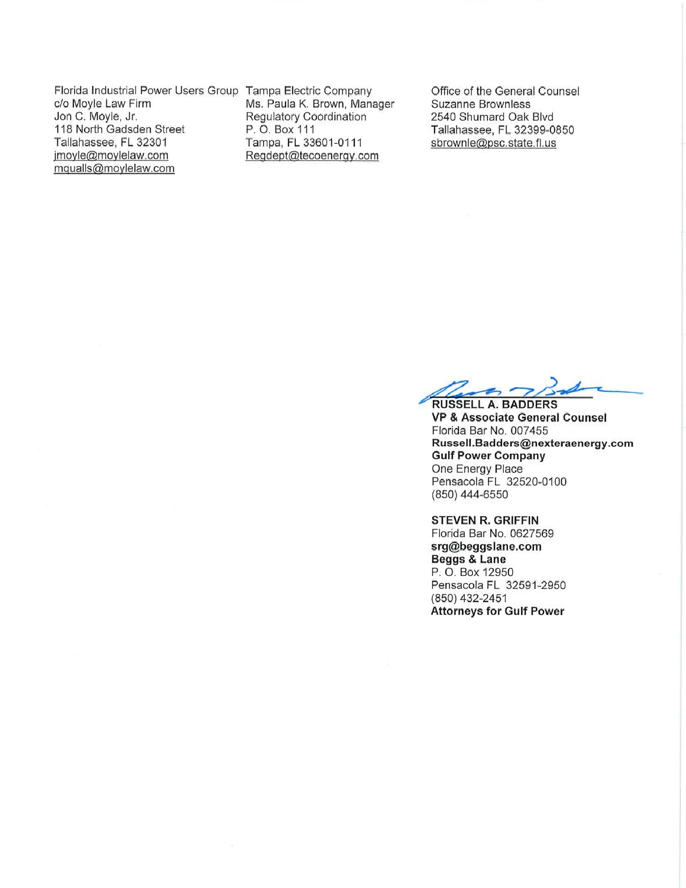Florida Industrial Power Users Group
c/o Moyle Law Firm
Jon C. Moyle, Jr.
118 North Gadsden Street
Tallahassee, FL 32301
jmoyle@moylelaw.com
mqualls@moylelaw.com

Tampa Electric Company
Ms. Paula K. Brown, Manager
Regulatory Coordination
P. O. Box 111
Tampa, FL 33601-0111
Regdept@tecoenergy.com

Office of the General Counsel
Suzanne Brownless
2540 Shumard Oak Blvd
Tallahassee, FL 32399-0850
sbrownle@psc.state.fl.us

**RUSSELL A. BADDERS**
**VP & Associate General Counsel**
Florida Bar No. 007455
**Russell.Badders@nexteraenergy.com**
**Gulf Power Company**
One Energy Place
Pensacola FL 32520-0100
(850) 444-6550

**STEVEN R. GRIFFIN**
Florida Bar No. 0627569
**srg@beggslane.com**
**Beggs & Lane**
P. O. Box 12950
Pensacola FL 32591-2950
(850) 432-2451
**Attorneys for Gulf Power**